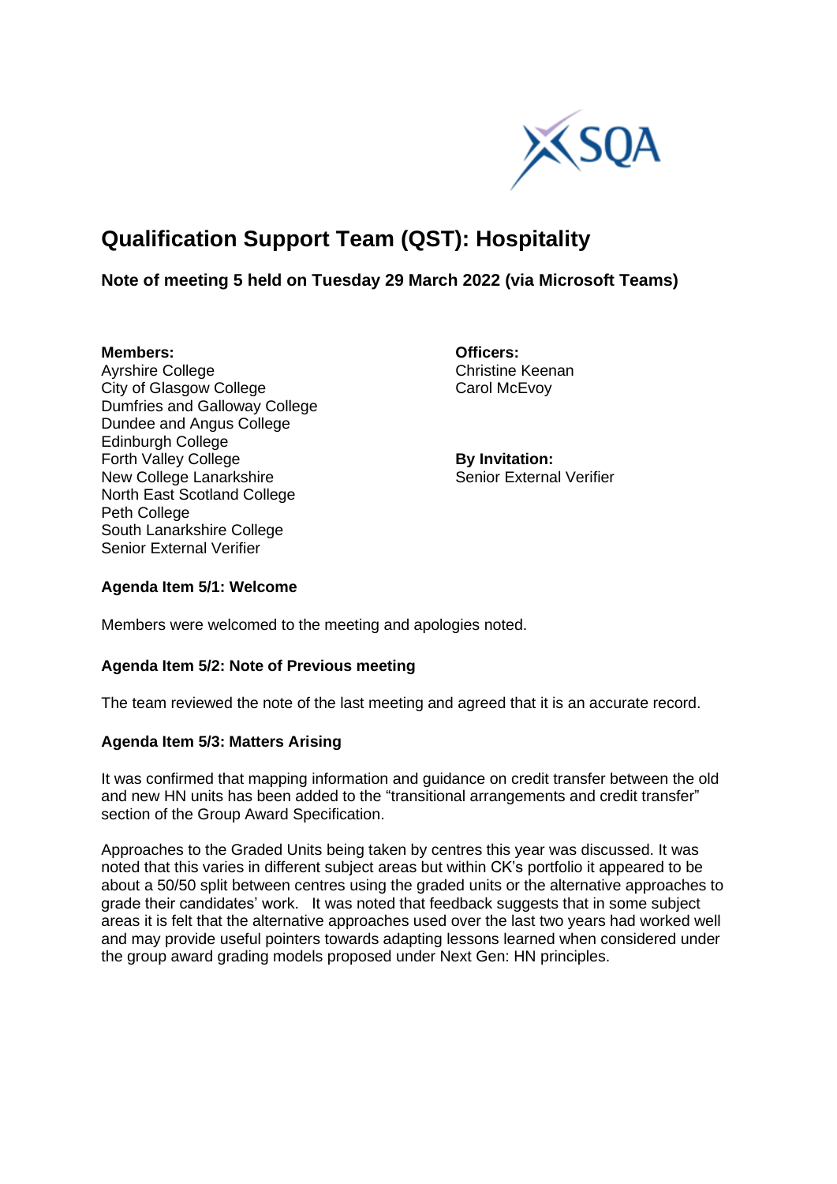# Qualification Support Team (QST): Hospitality

**Note of meeting 5 held on Tuesday 29 March 2022 (via Microsoft Teams)**

**Members:**
Ayrshire College
City of Glasgow College
Dumfries and Galloway College
Dundee and Angus College
Edinburgh College
Forth Valley College
New College Lanarkshire
North East Scotland College
Peth College
South Lanarkshire College
Senior External Verifier

**Officers:**
Christine Keenan
Carol McEvoy

**By Invitation:**
Senior External Verifier

**Agenda Item 5/1: Welcome**

Members were welcomed to the meeting and apologies noted.

**Agenda Item 5/2: Note of Previous meeting**

The team reviewed the note of the last meeting and agreed that it is an accurate record.

**Agenda Item 5/3: Matters Arising**

It was confirmed that mapping information and guidance on credit transfer between the old and new HN units has been added to the "transitional arrangements and credit transfer" section of the Group Award Specification.

Approaches to the Graded Units being taken by centres this year was discussed. It was noted that this varies in different subject areas but within CK's portfolio it appeared to be about a 50/50 split between centres using the graded units or the alternative approaches to grade their candidates' work. It was noted that feedback suggests that in some subject areas it is felt that the alternative approaches used over the last two years had worked well and may provide useful pointers towards adapting lessons learned when considered under the group award grading models proposed under Next Gen: HN principles.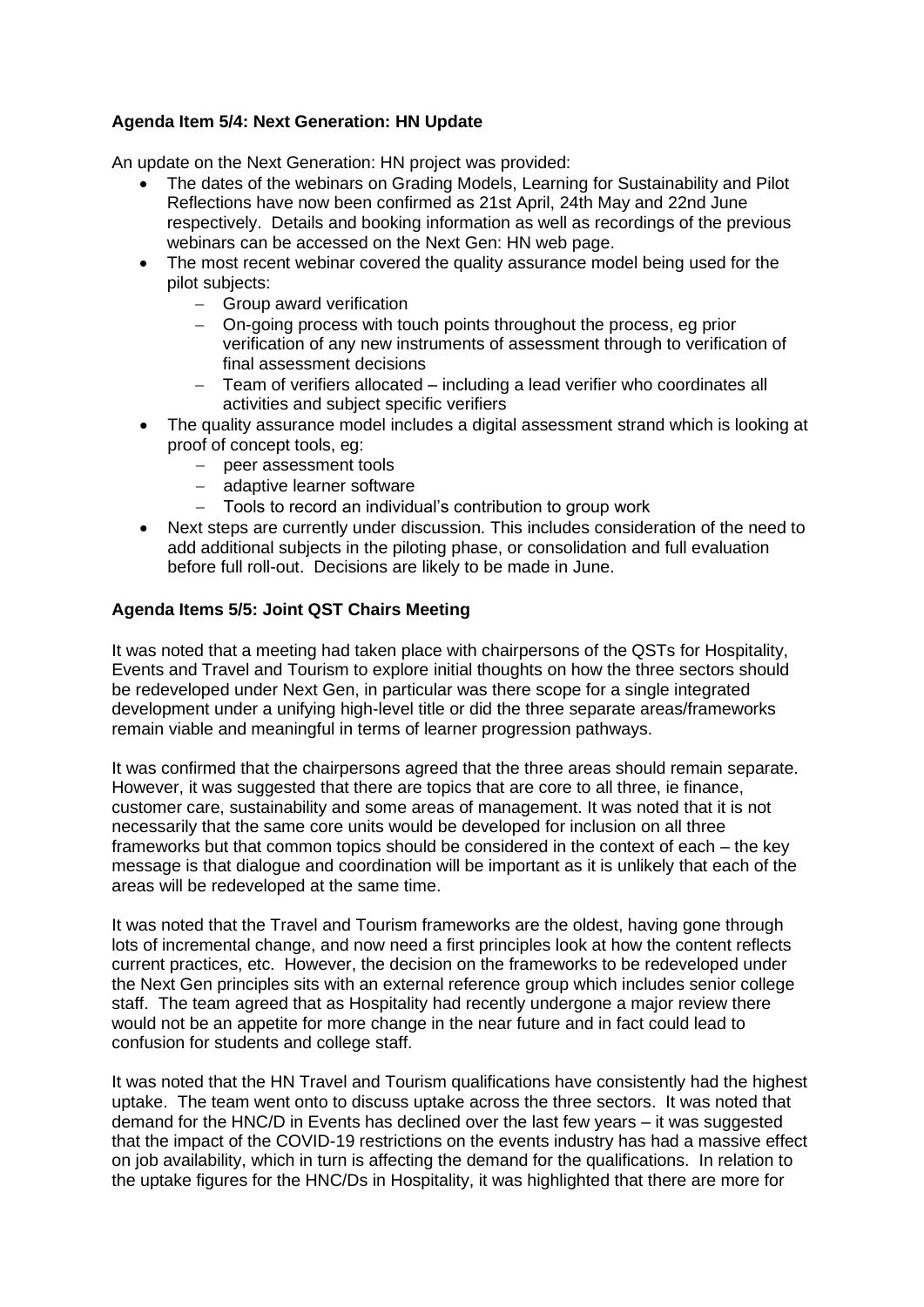**Agenda Item 5/4: Next Generation: HN Update**

An update on the Next Generation: HN project was provided:

- The dates of the webinars on Grading Models, Learning for Sustainability and Pilot Reflections have now been confirmed as 21st April, 24th May and 22nd June respectively. Details and booking information as well as recordings of the previous webinars can be accessed on the Next Gen: HN web page.
- The most recent webinar covered the quality assurance model being used for the pilot subjects:
  - Group award verification
  - On-going process with touch points throughout the process, eg prior verification of any new instruments of assessment through to verification of final assessment decisions
  - Team of verifiers allocated – including a lead verifier who coordinates all activities and subject specific verifiers
- The quality assurance model includes a digital assessment strand which is looking at proof of concept tools, eg:
  - peer assessment tools
  - adaptive learner software
  - Tools to record an individual's contribution to group work
- Next steps are currently under discussion. This includes consideration of the need to add additional subjects in the piloting phase, or consolidation and full evaluation before full roll-out. Decisions are likely to be made in June.

**Agenda Items 5/5: Joint QST Chairs Meeting**

It was noted that a meeting had taken place with chairpersons of the QSTs for Hospitality, Events and Travel and Tourism to explore initial thoughts on how the three sectors should be redeveloped under Next Gen, in particular was there scope for a single integrated development under a unifying high-level title or did the three separate areas/frameworks remain viable and meaningful in terms of learner progression pathways.

It was confirmed that the chairpersons agreed that the three areas should remain separate. However, it was suggested that there are topics that are core to all three, ie finance, customer care, sustainability and some areas of management. It was noted that it is not necessarily that the same core units would be developed for inclusion on all three frameworks but that common topics should be considered in the context of each – the key message is that dialogue and coordination will be important as it is unlikely that each of the areas will be redeveloped at the same time.

It was noted that the Travel and Tourism frameworks are the oldest, having gone through lots of incremental change, and now need a first principles look at how the content reflects current practices, etc. However, the decision on the frameworks to be redeveloped under the Next Gen principles sits with an external reference group which includes senior college staff. The team agreed that as Hospitality had recently undergone a major review there would not be an appetite for more change in the near future and in fact could lead to confusion for students and college staff.

It was noted that the HN Travel and Tourism qualifications have consistently had the highest uptake. The team went onto to discuss uptake across the three sectors. It was noted that demand for the HNC/D in Events has declined over the last few years – it was suggested that the impact of the COVID-19 restrictions on the events industry has had a massive effect on job availability, which in turn is affecting the demand for the qualifications. In relation to the uptake figures for the HNC/Ds in Hospitality, it was highlighted that there are more for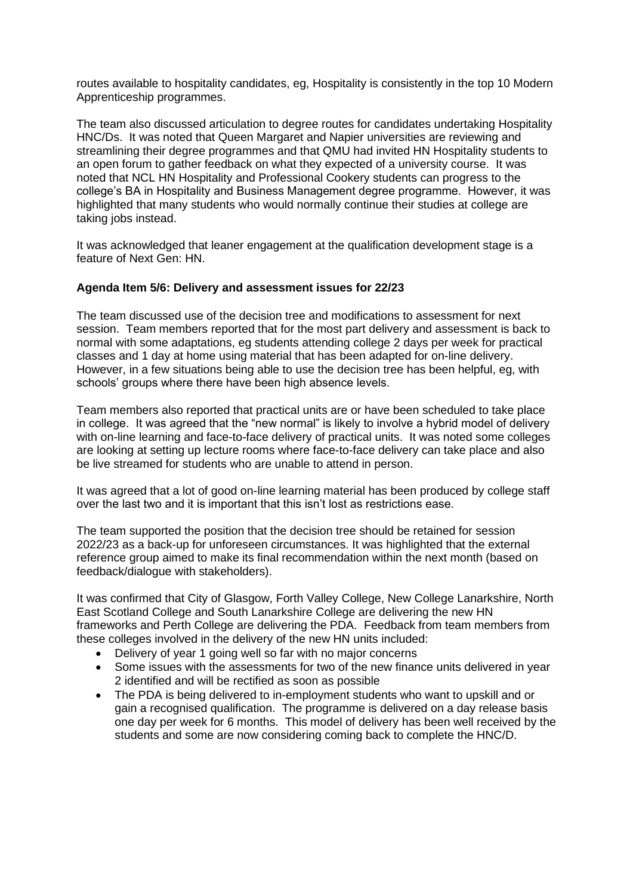routes available to hospitality candidates, eg, Hospitality is consistently in the top 10 Modern Apprenticeship programmes.

The team also discussed articulation to degree routes for candidates undertaking Hospitality HNC/Ds. It was noted that Queen Margaret and Napier universities are reviewing and streamlining their degree programmes and that QMU had invited HN Hospitality students to an open forum to gather feedback on what they expected of a university course. It was noted that NCL HN Hospitality and Professional Cookery students can progress to the college's BA in Hospitality and Business Management degree programme. However, it was highlighted that many students who would normally continue their studies at college are taking jobs instead.

It was acknowledged that leaner engagement at the qualification development stage is a feature of Next Gen: HN.

**Agenda Item 5/6: Delivery and assessment issues for 22/23**

The team discussed use of the decision tree and modifications to assessment for next session. Team members reported that for the most part delivery and assessment is back to normal with some adaptations, eg students attending college 2 days per week for practical classes and 1 day at home using material that has been adapted for on-line delivery. However, in a few situations being able to use the decision tree has been helpful, eg, with schools' groups where there have been high absence levels.

Team members also reported that practical units are or have been scheduled to take place in college. It was agreed that the "new normal" is likely to involve a hybrid model of delivery with on-line learning and face-to-face delivery of practical units. It was noted some colleges are looking at setting up lecture rooms where face-to-face delivery can take place and also be live streamed for students who are unable to attend in person.

It was agreed that a lot of good on-line learning material has been produced by college staff over the last two and it is important that this isn't lost as restrictions ease.

The team supported the position that the decision tree should be retained for session 2022/23 as a back-up for unforeseen circumstances. It was highlighted that the external reference group aimed to make its final recommendation within the next month (based on feedback/dialogue with stakeholders).

It was confirmed that City of Glasgow, Forth Valley College, New College Lanarkshire, North East Scotland College and South Lanarkshire College are delivering the new HN frameworks and Perth College are delivering the PDA. Feedback from team members from these colleges involved in the delivery of the new HN units included:

- Delivery of year 1 going well so far with no major concerns
- Some issues with the assessments for two of the new finance units delivered in year 2 identified and will be rectified as soon as possible
- The PDA is being delivered to in-employment students who want to upskill and or gain a recognised qualification. The programme is delivered on a day release basis one day per week for 6 months. This model of delivery has been well received by the students and some are now considering coming back to complete the HNC/D.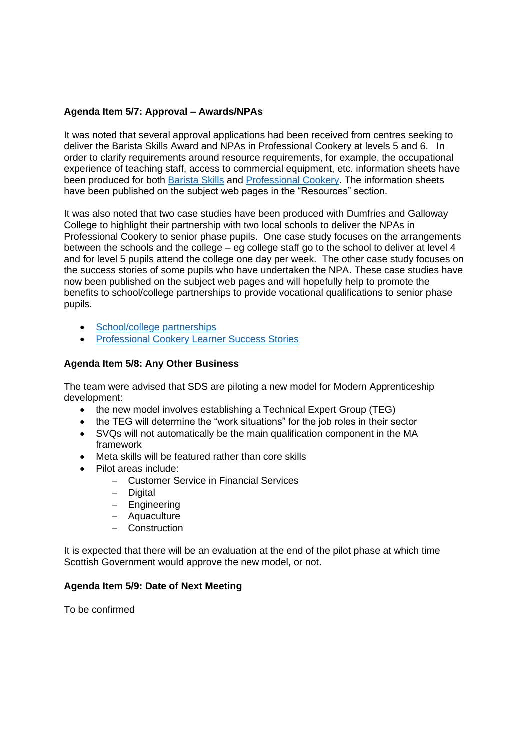**Agenda Item 5/7: Approval – Awards/NPAs**

It was noted that several approval applications had been received from centres seeking to deliver the Barista Skills Award and NPAs in Professional Cookery at levels 5 and 6. In order to clarify requirements around resource requirements, for example, the occupational experience of teaching staff, access to commercial equipment, etc. information sheets have been produced for both Barista Skills and Professional Cookery. The information sheets have been published on the subject web pages in the "Resources" section.

It was also noted that two case studies have been produced with Dumfries and Galloway College to highlight their partnership with two local schools to deliver the NPAs in Professional Cookery to senior phase pupils. One case study focuses on the arrangements between the schools and the college – eg college staff go to the school to deliver at level 4 and for level 5 pupils attend the college one day per week. The other case study focuses on the success stories of some pupils who have undertaken the NPA. These case studies have now been published on the subject web pages and will hopefully help to promote the benefits to school/college partnerships to provide vocational qualifications to senior phase pupils.

- School/college partnerships
- Professional Cookery Learner Success Stories

**Agenda Item 5/8: Any Other Business**

The team were advised that SDS are piloting a new model for Modern Apprenticeship development:

- the new model involves establishing a Technical Expert Group (TEG)
- the TEG will determine the "work situations" for the job roles in their sector
- SVQs will not automatically be the main qualification component in the MA framework
- Meta skills will be featured rather than core skills
- Pilot areas include:
  - Customer Service in Financial Services
  - Digital
  - Engineering
  - Aquaculture
  - Construction

It is expected that there will be an evaluation at the end of the pilot phase at which time Scottish Government would approve the new model, or not.

**Agenda Item 5/9: Date of Next Meeting**

To be confirmed